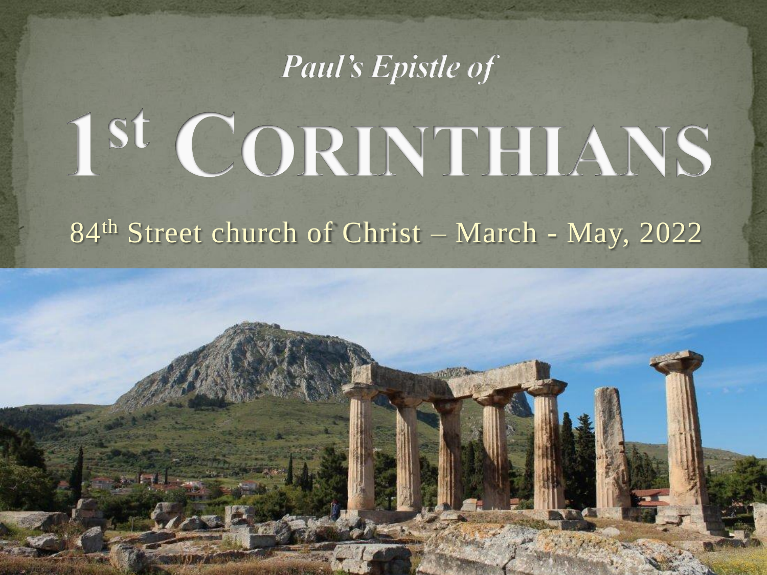*Paul's Epistle of*

# 1st CORINTHIANS

84th Street church of Christ – March - May, 2022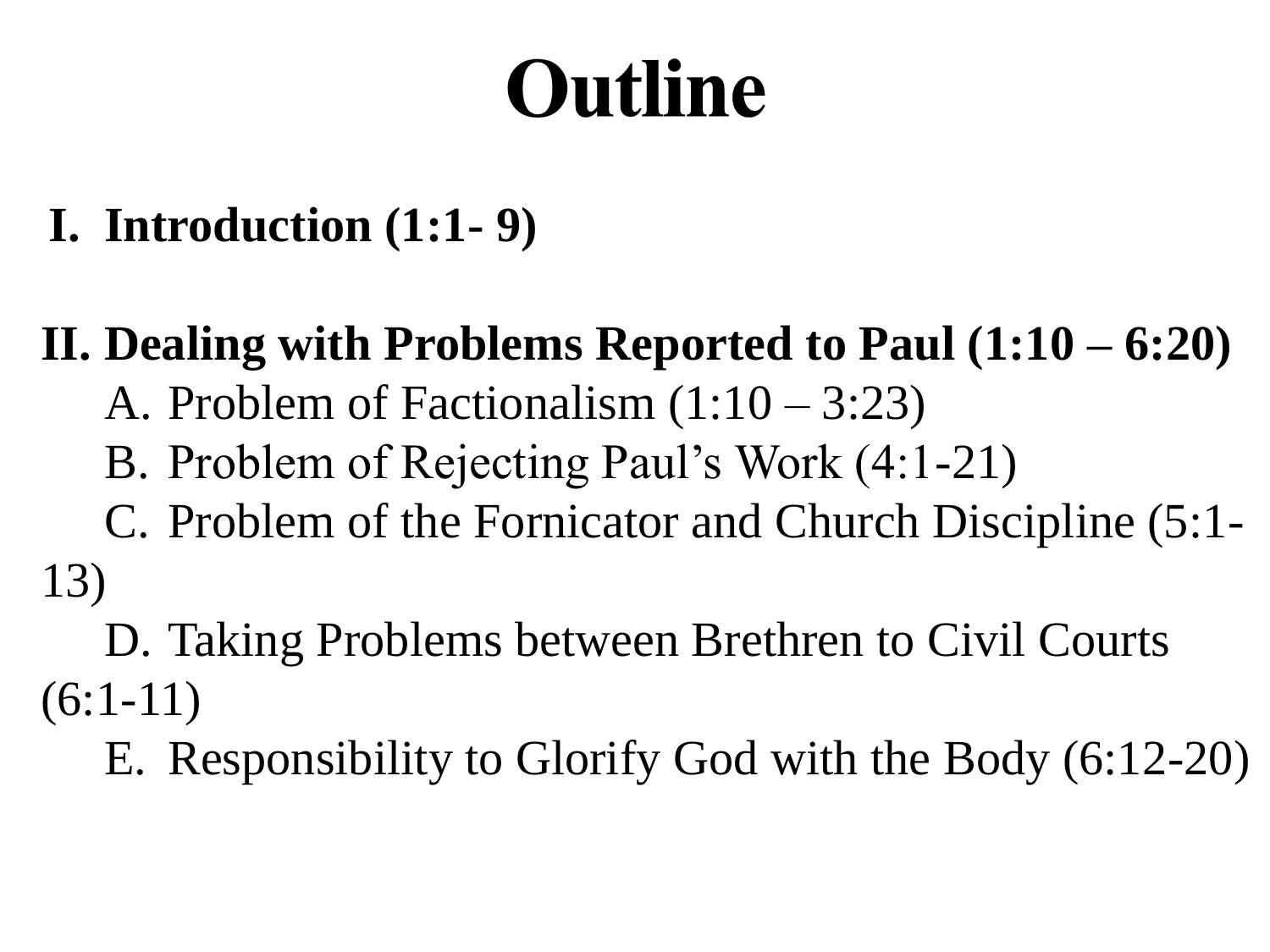# Outline

**I. Introduction (1:1- 9)**

**II. Dealing with Problems Reported to Paul (1:10 – 6:20)**

- A. Problem of Factionalism (1:10 – 3:23)
- B. Problem of Rejecting Paul's Work (4:1-21)
- C. Problem of the Fornicator and Church Discipline (5:1-13)
- D. Taking Problems between Brethren to Civil Courts (6:1-11)
- E. Responsibility to Glorify God with the Body (6:12-20)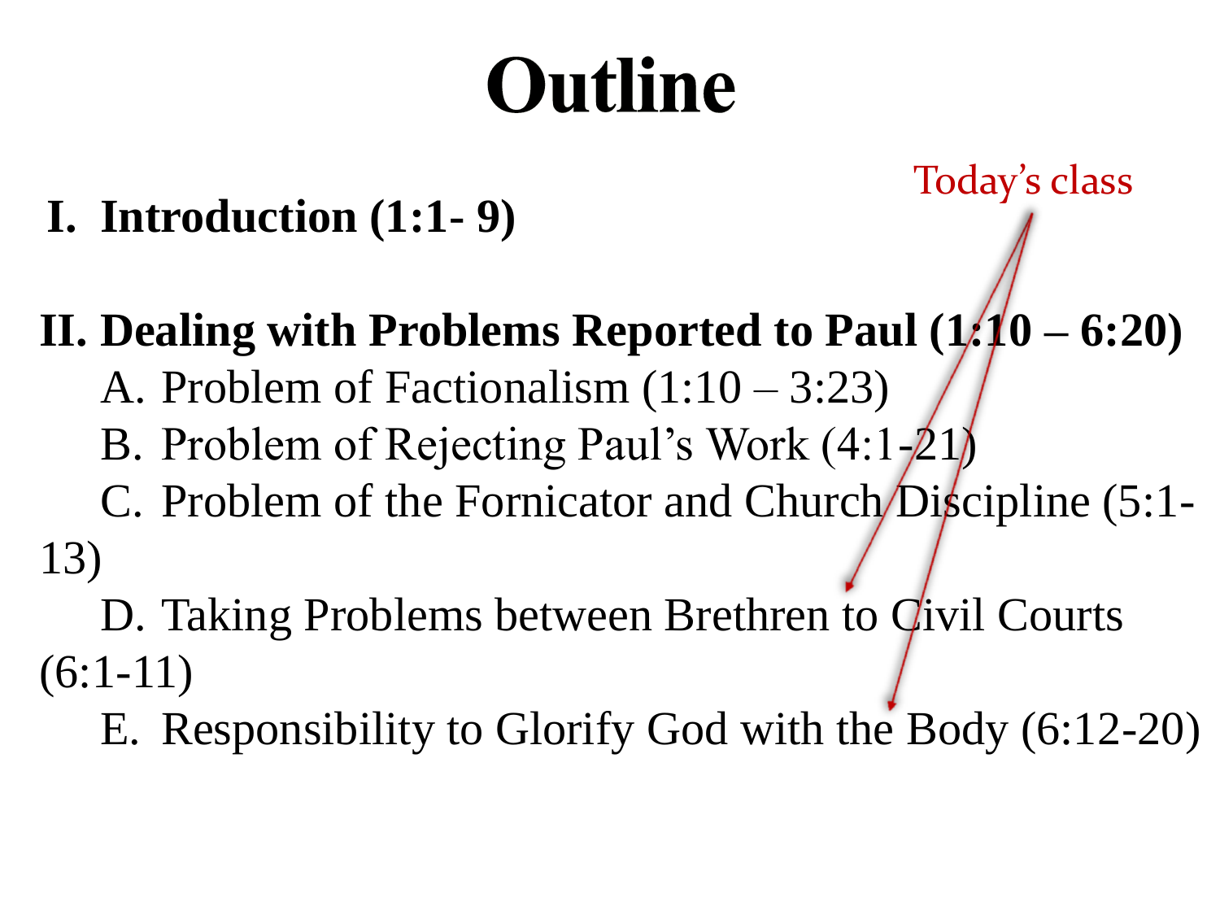# Outline

Today's class

**I. Introduction (1:1- 9)**

**II. Dealing with Problems Reported to Paul (1:10 – 6:20)**

A. Problem of Factionalism (1:10 – 3:23)

B. Problem of Rejecting Paul's Work (4:1-21)

C. Problem of the Fornicator and Church Discipline (5:1-13)

D. Taking Problems between Brethren to Civil Courts (6:1-11)

E. Responsibility to Glorify God with the Body (6:12-20)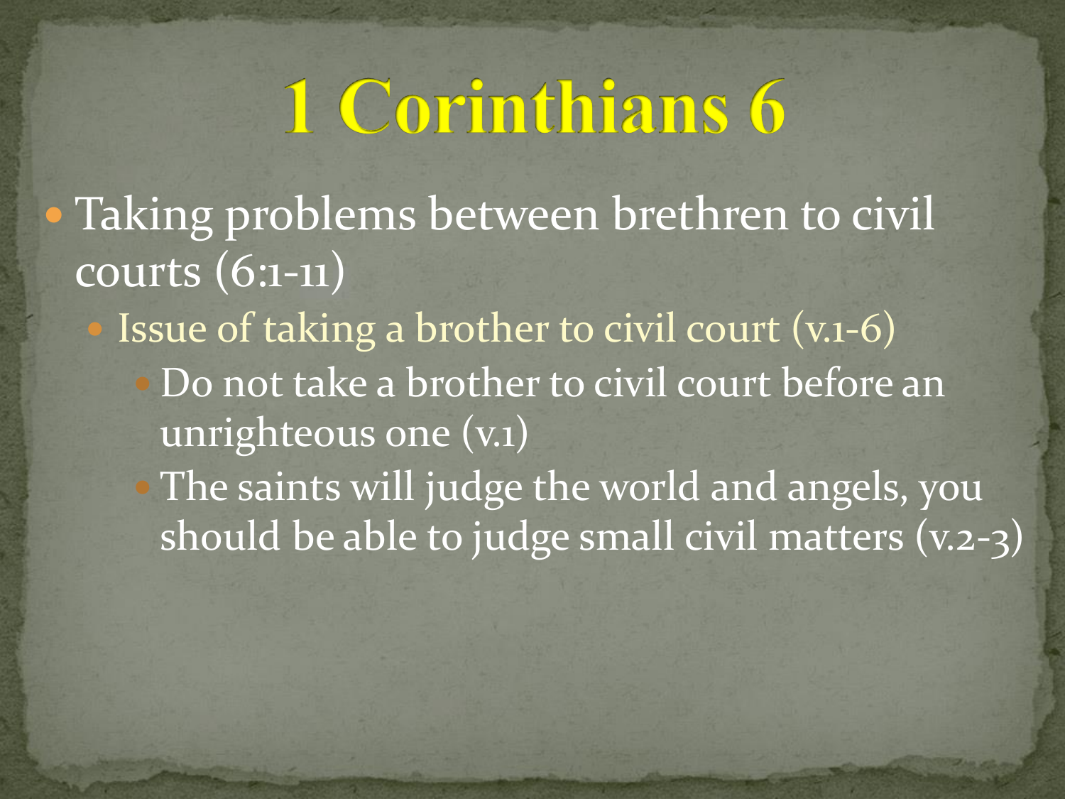# 1 Corinthians 6

- Taking problems between brethren to civil courts (6:1-11)
  - Issue of taking a brother to civil court (v.1-6)
    - Do not take a brother to civil court before an unrighteous one (v.1)
    - The saints will judge the world and angels, you should be able to judge small civil matters (v.2-3)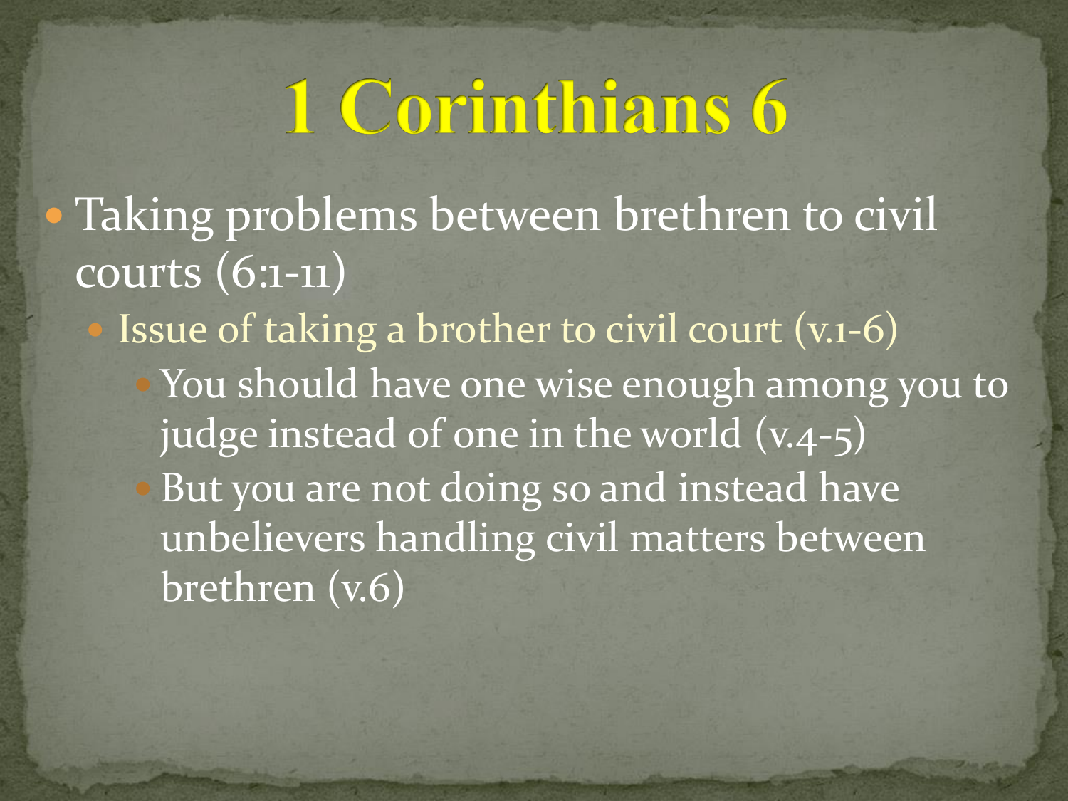# 1 Corinthians 6

- Taking problems between brethren to civil courts (6:1-11)
  - Issue of taking a brother to civil court (v.1-6)
    - You should have one wise enough among you to judge instead of one in the world (v.4-5)
    - But you are not doing so and instead have unbelievers handling civil matters between brethren (v.6)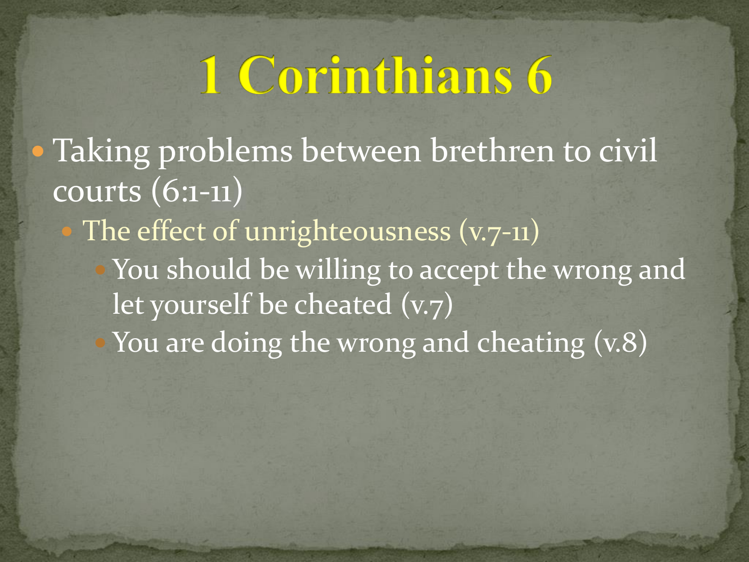# 1 Corinthians 6

- Taking problems between brethren to civil courts (6:1-11)
  - The effect of unrighteousness (v.7-11)
    - You should be willing to accept the wrong and let yourself be cheated (v.7)
    - You are doing the wrong and cheating (v.8)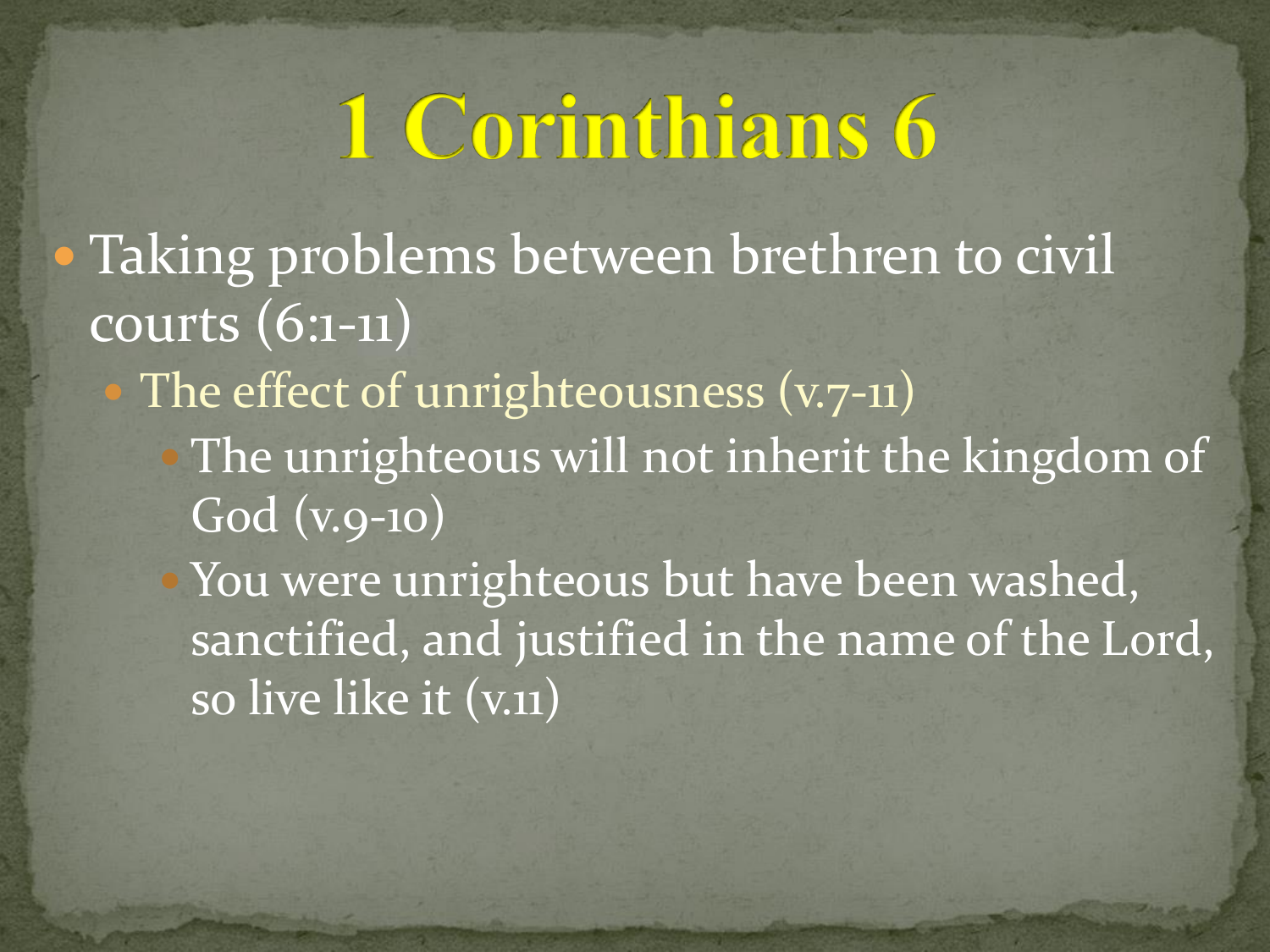# 1 Corinthians 6

- Taking problems between brethren to civil courts (6:1-11)
  - The effect of unrighteousness (v.7-11)
    - The unrighteous will not inherit the kingdom of God (v.9-10)
    - You were unrighteous but have been washed, sanctified, and justified in the name of the Lord, so live like it (v.11)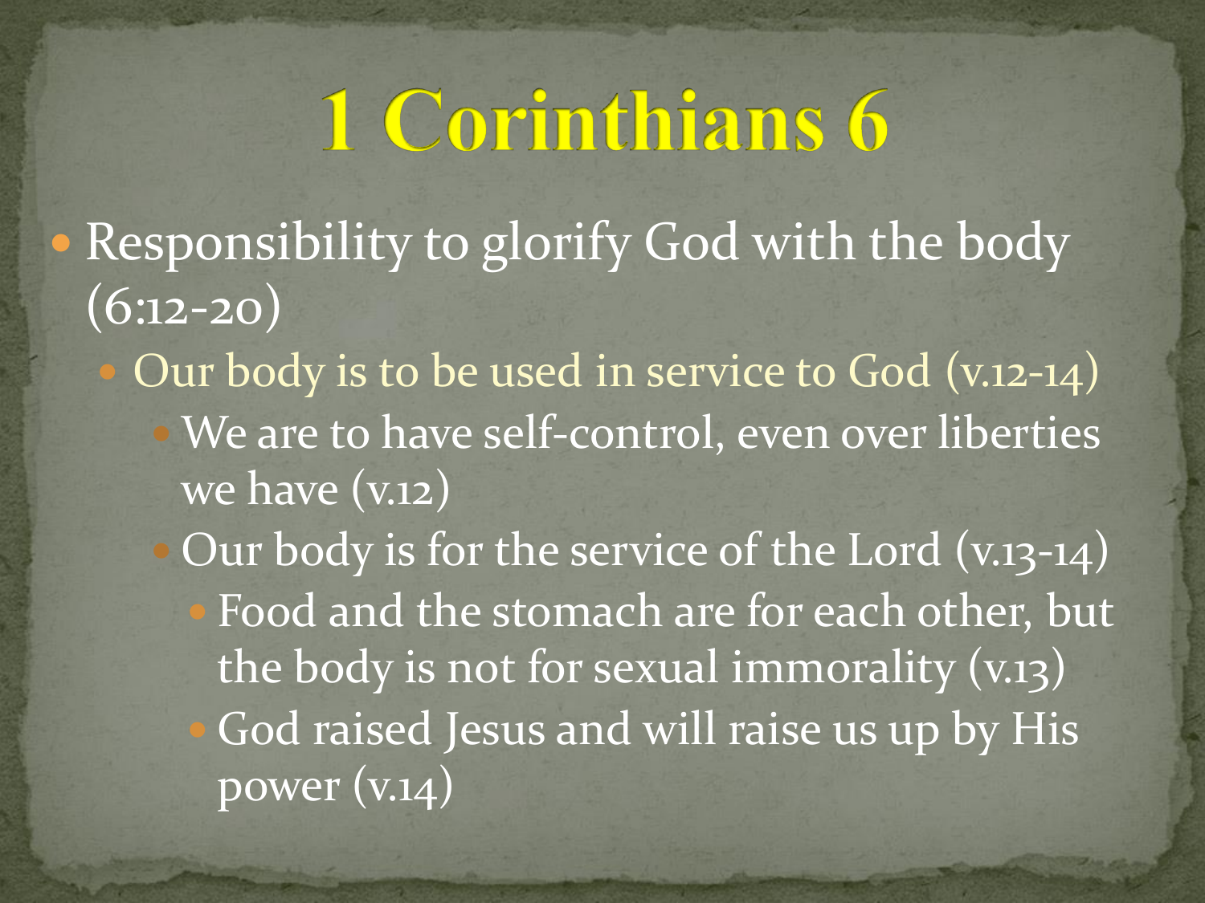# 1 Corinthians 6

- Responsibility to glorify God with the body (6:12-20)
  - Our body is to be used in service to God (v.12-14)
    - We are to have self-control, even over liberties we have (v.12)
    - Our body is for the service of the Lord (v.13-14)
      - Food and the stomach are for each other, but the body is not for sexual immorality (v.13)
      - God raised Jesus and will raise us up by His power (v.14)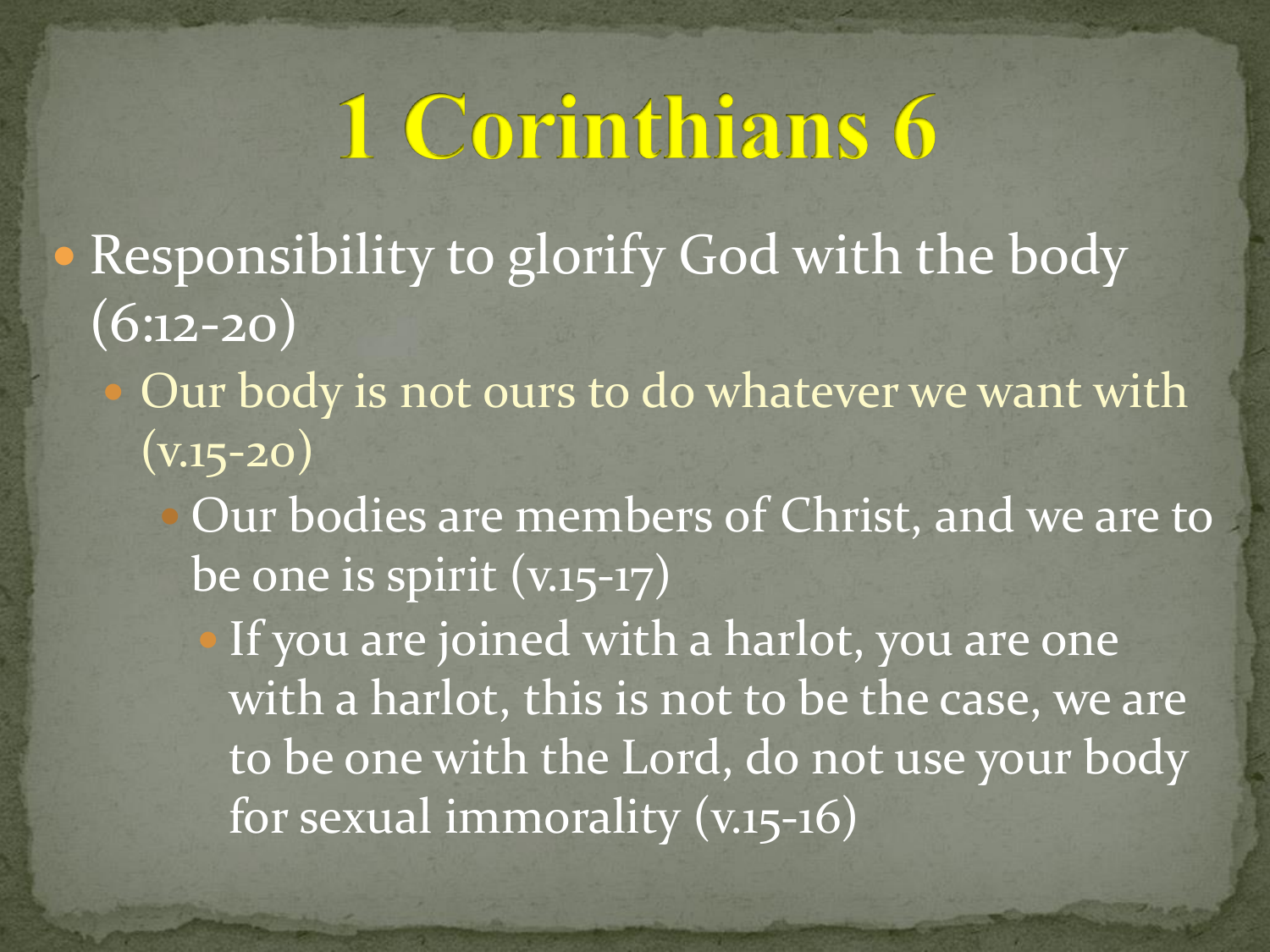# 1 Corinthians 6

- Responsibility to glorify God with the body (6:12-20)
  - Our body is not ours to do whatever we want with (v.15-20)
    - Our bodies are members of Christ, and we are to be one is spirit (v.15-17)
      - If you are joined with a harlot, you are one with a harlot, this is not to be the case, we are to be one with the Lord, do not use your body for sexual immorality (v.15-16)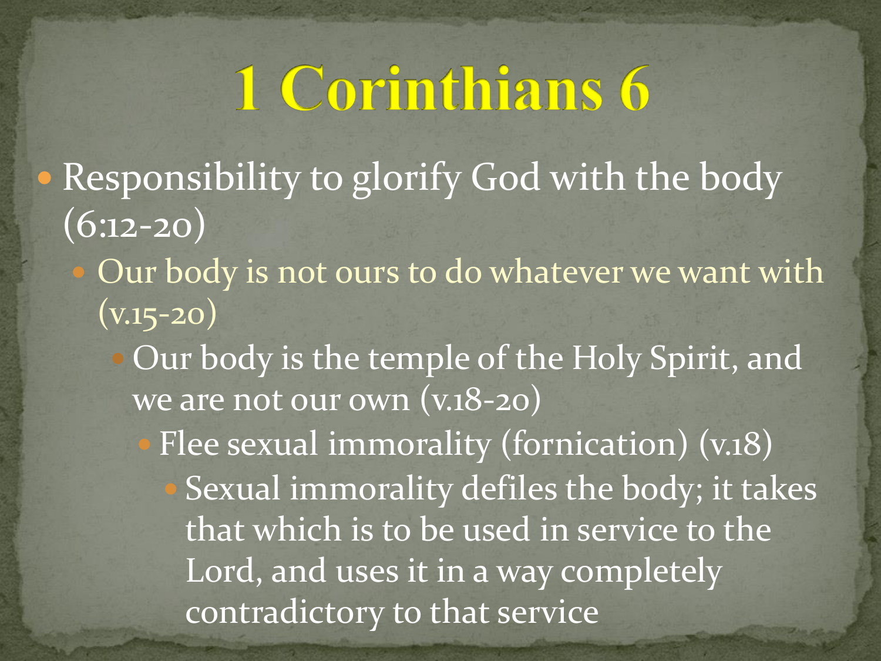# 1 Corinthians 6

- Responsibility to glorify God with the body (6:12-20)
  - Our body is not ours to do whatever we want with (v.15-20)
    - Our body is the temple of the Holy Spirit, and we are not our own (v.18-20)
      - Flee sexual immorality (fornication) (v.18)
        - Sexual immorality defiles the body; it takes that which is to be used in service to the Lord, and uses it in a way completely contradictory to that service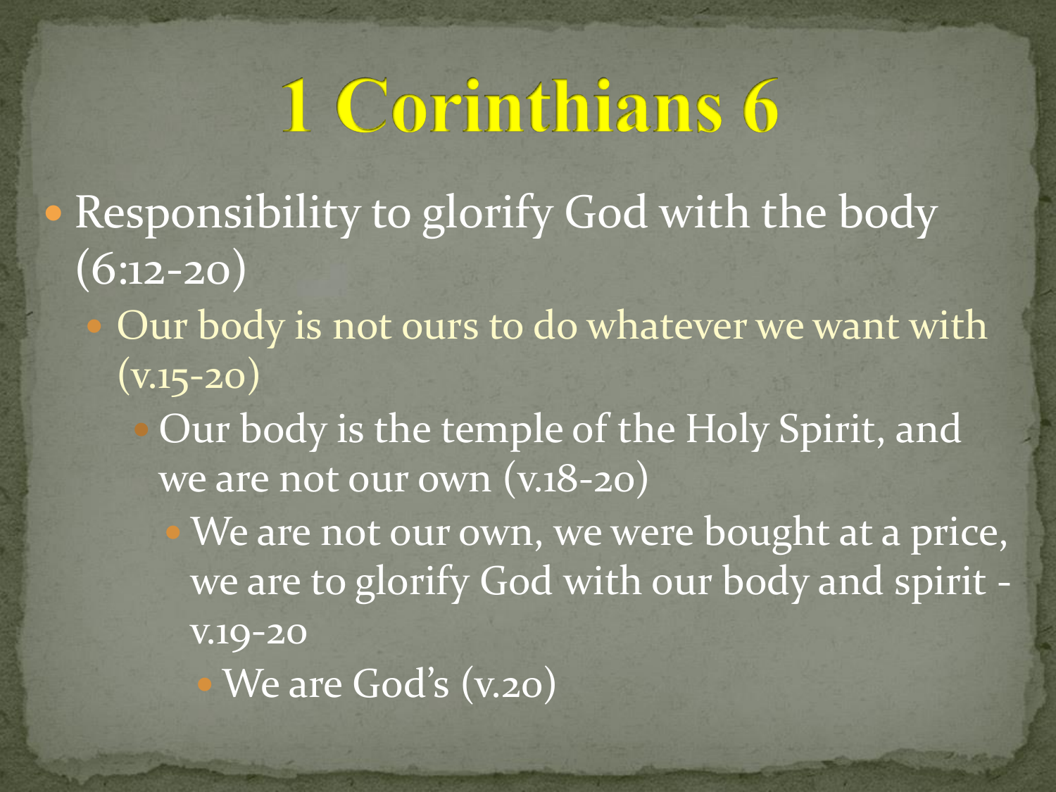# 1 Corinthians 6

- Responsibility to glorify God with the body (6:12-20)
  - Our body is not ours to do whatever we want with (v.15-20)
    - Our body is the temple of the Holy Spirit, and we are not our own (v.18-20)
      - We are not our own, we were bought at a price, we are to glorify God with our body and spirit - v.19-20
        - We are God's (v.20)